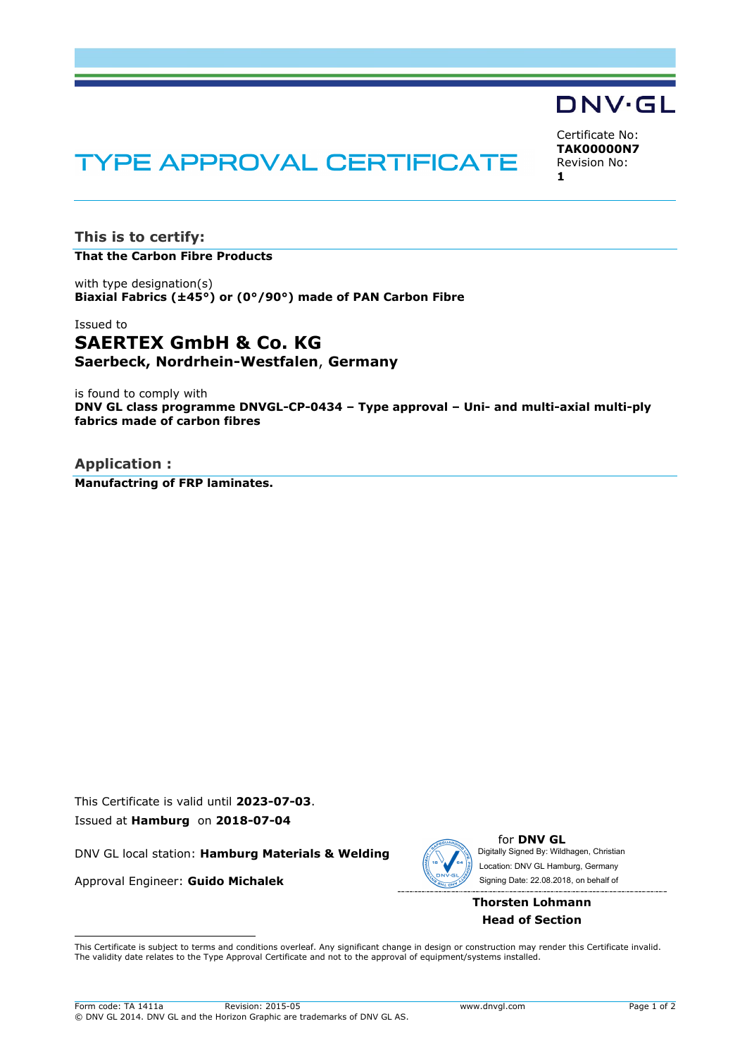DNV·GL

# TYPE APPROVAL CERTIFICATE

Certificate No:
**TAK00000N7**
Revision No:
**1**

## This is to certify:

**That the Carbon Fibre Products**

with type designation(s)
**Biaxial Fabrics (±45°) or (0°/90°) made of PAN Carbon Fibre**

Issued to

### SAERTEX GmbH & Co. KG

**Saerbeck, Nordrhein-Westfalen, Germany**

is found to comply with
**DNV GL class programme DNVGL-CP-0434 – Type approval – Uni- and multi-axial multi-ply fabrics made of carbon fibres**

## Application :

**Manufactring of FRP laminates.**

This Certificate is valid until **2023-07-03**.
Issued at **Hamburg** on **2018-07-04**

DNV GL local station: **Hamburg Materials & Welding**

Approval Engineer: **Guido Michalek**

for **DNV GL**
Digitally Signed By: Wildhagen, Christian
Location: DNV GL Hamburg, Germany
Signing Date: 22.08.2018, on behalf of

**Thorsten Lohmann**
**Head of Section**

This Certificate is subject to terms and conditions overleaf. Any significant change in design or construction may render this Certificate invalid. The validity date relates to the Type Approval Certificate and not to the approval of equipment/systems installed.

Form code: TA 1411a Revision: 2015-05 www.dnvgl.com
© DNV GL 2014. DNV GL and the Horizon Graphic are trademarks of DNV GL AS.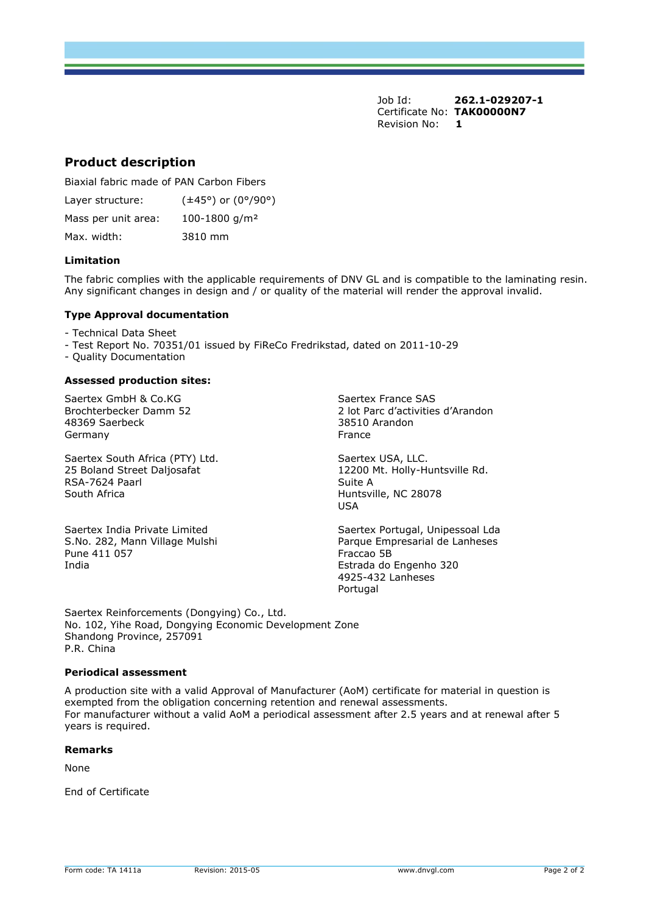Job Id: **262.1-029207-1**
Certificate No: **TAK00000N7**
Revision No: **1**

## Product description

Biaxial fabric made of PAN Carbon Fibers

| | |
|---|---|
| Layer structure: | (±45°) or (0°/90°) |
| Mass per unit area: | 100-1800 g/m² |
| Max. width: | 3810 mm |

### Limitation

The fabric complies with the applicable requirements of DNV GL and is compatible to the laminating resin. Any significant changes in design and / or quality of the material will render the approval invalid.

### Type Approval documentation

- Technical Data Sheet
- Test Report No. 70351/01 issued by FiReCo Fredrikstad, dated on 2011-10-29
- Quality Documentation

### Assessed production sites:

Saertex GmbH & Co.KG
Brochterbecker Damm 52
48369 Saerbeck
Germany

Saertex France SAS
2 lot Parc d'activities d'Arandon
38510 Arandon
France

Saertex South Africa (PTY) Ltd.
25 Boland Street Daljosafat
RSA-7624 Paarl
South Africa

Saertex USA, LLC.
12200 Mt. Holly-Huntsville Rd.
Suite A
Huntsville, NC 28078
USA

Saertex India Private Limited
S.No. 282, Mann Village Mulshi
Pune 411 057
India

Saertex Portugal, Unipessoal Lda
Parque Empresarial de Lanheses
Fraccao 5B
Estrada do Engenho 320
4925-432 Lanheses
Portugal

Saertex Reinforcements (Dongying) Co., Ltd.
No. 102, Yihe Road, Dongying Economic Development Zone
Shandong Province, 257091
P.R. China

### Periodical assessment

A production site with a valid Approval of Manufacturer (AoM) certificate for material in question is exempted from the obligation concerning retention and renewal assessments.
For manufacturer without a valid AoM a periodical assessment after 2.5 years and at renewal after 5 years is required.

### Remarks

None

End of Certificate

Form code: TA 1411a Revision: 2015-05 www.dnvgl.com